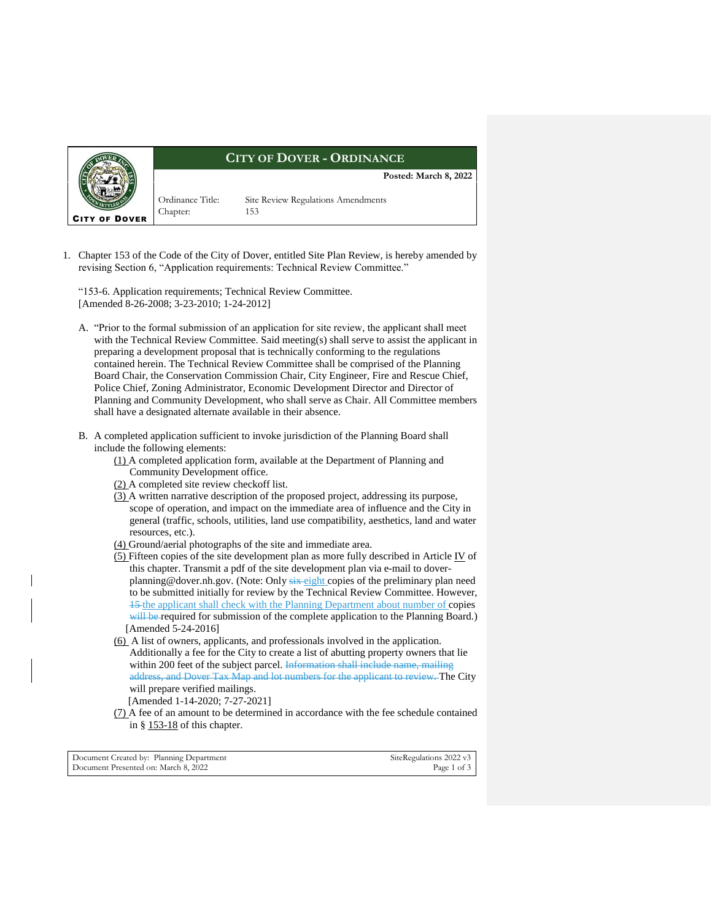# CITY OF DOVER - ORDINANCE

**Posted: March 8, 2022**

Ordinance Title: Site Review Regulations Amendments
Chapter: 153

1. Chapter 153 of the Code of the City of Dover, entitled Site Plan Review, is hereby amended by revising Section 6, "Application requirements: Technical Review Committee."

"153-6. Application requirements; Technical Review Committee.
[Amended 8-26-2008; 3-23-2010; 1-24-2012]

A. "Prior to the formal submission of an application for site review, the applicant shall meet with the Technical Review Committee. Said meeting(s) shall serve to assist the applicant in preparing a development proposal that is technically conforming to the regulations contained herein. The Technical Review Committee shall be comprised of the Planning Board Chair, the Conservation Commission Chair, City Engineer, Fire and Rescue Chief, Police Chief, Zoning Administrator, Economic Development Director and Director of Planning and Community Development, who shall serve as Chair. All Committee members shall have a designated alternate available in their absence.

B. A completed application sufficient to invoke jurisdiction of the Planning Board shall include the following elements:

   (1) A completed application form, available at the Department of Planning and Community Development office.
   (2) A completed site review checkoff list.
   (3) A written narrative description of the proposed project, addressing its purpose, scope of operation, and impact on the immediate area of influence and the City in general (traffic, schools, utilities, land use compatibility, aesthetics, land and water resources, etc.).
   (4) Ground/aerial photographs of the site and immediate area.
   (5) Fifteen copies of the site development plan as more fully described in Article IV of this chapter. Transmit a pdf of the site development plan via e-mail to dover-planning@dover.nh.gov. (Note: Only ~~six~~ eight copies of the preliminary plan need to be submitted initially for review by the Technical Review Committee. However, ~~15~~ the applicant shall check with the Planning Department about number of copies ~~will be~~ required for submission of the complete application to the Planning Board.) [Amended 5-24-2016]
   (6) A list of owners, applicants, and professionals involved in the application. Additionally a fee for the City to create a list of abutting property owners that lie within 200 feet of the subject parcel. ~~Information shall include name, mailing address, and Dover Tax Map and lot numbers for the applicant to review.~~ The City will prepare verified mailings.
   [Amended 1-14-2020; 7-27-2021]
   (7) A fee of an amount to be determined in accordance with the fee schedule contained in § 153-18 of this chapter.

Document Created by: Planning Department
Document Presented on: March 8, 2022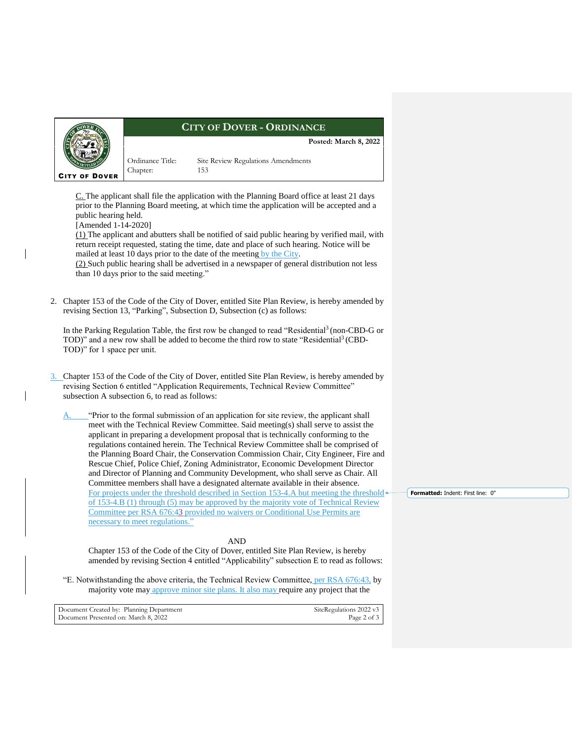C. The applicant shall file the application with the Planning Board office at least 21 days prior to the Planning Board meeting, at which time the application will be accepted and a public hearing held.
[Amended 1-14-2020]
(1) The applicant and abutters shall be notified of said public hearing by verified mail, with return receipt requested, stating the time, date and place of such hearing. Notice will be mailed at least 10 days prior to the date of the meeting by the City.
(2) Such public hearing shall be advertised in a newspaper of general distribution not less than 10 days prior to the said meeting."

2. Chapter 153 of the Code of the City of Dover, entitled Site Plan Review, is hereby amended by revising Section 13, "Parking", Subsection D, Subsection (c) as follows:

   In the Parking Regulation Table, the first row be changed to read "Residential[3] (non-CBD-G or TOD)" and a new row shall be added to become the third row to state "Residential[3] (CBD-TOD)" for 1 space per unit.

3. Chapter 153 of the Code of the City of Dover, entitled Site Plan Review, is hereby amended by revising Section 6 entitled "Application Requirements, Technical Review Committee" subsection A subsection 6, to read as follows:

   A. "Prior to the formal submission of an application for site review, the applicant shall meet with the Technical Review Committee. Said meeting(s) shall serve to assist the applicant in preparing a development proposal that is technically conforming to the regulations contained herein. The Technical Review Committee shall be comprised of the Planning Board Chair, the Conservation Commission Chair, City Engineer, Fire and Rescue Chief, Police Chief, Zoning Administrator, Economic Development Director and Director of Planning and Community Development, who shall serve as Chair. All Committee members shall have a designated alternate available in their absence. For projects under the threshold described in Section 153-4.A but meeting the threshold of 153-4.B (1) through (5) may be approved by the majority vote of Technical Review Committee per RSA 676:43 provided no waivers or Conditional Use Permits are necessary to meet regulations."

   AND

   Chapter 153 of the Code of the City of Dover, entitled Site Plan Review, is hereby amended by revising Section 4 entitled "Applicability" subsection E to read as follows:

   "E. Notwithstanding the above criteria, the Technical Review Committee, per RSA 676:43, by majority vote may approve minor site plans. It also may require any project that the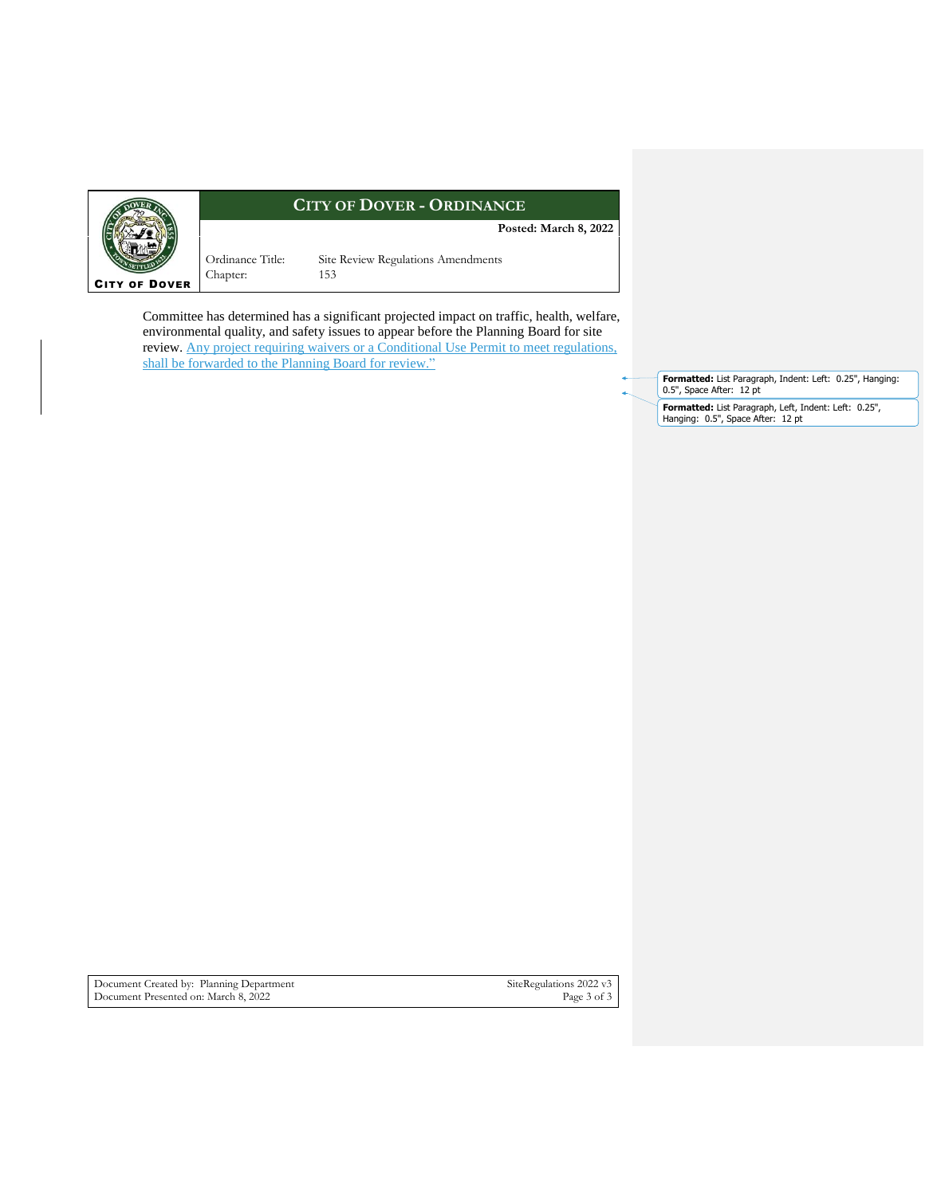Committee has determined has a significant projected impact on traffic, health, welfare, environmental quality, and safety issues to appear before the Planning Board for site review. Any project requiring waivers or a Conditional Use Permit to meet regulations, shall be forwarded to the Planning Board for review."